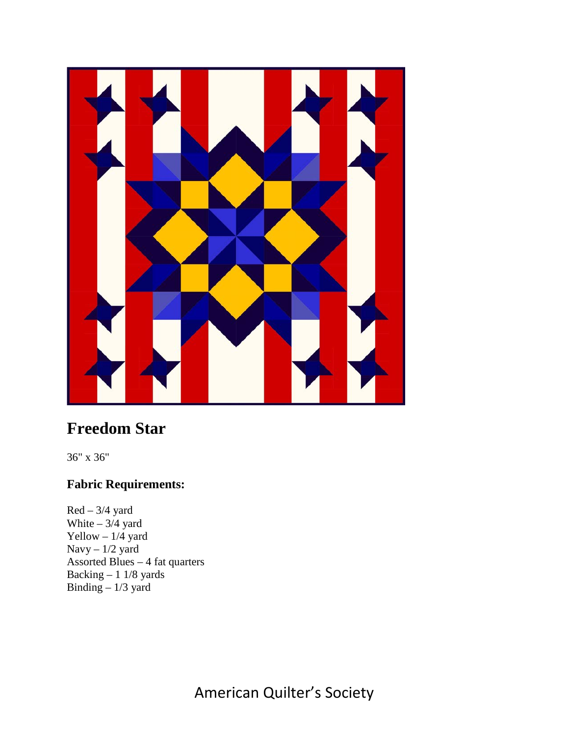# Freedom Star

36" x 36"

## Fabric Requirements:

Red – 3/4 yard
White – 3/4 yard
Yellow – 1/4 yard
Navy – 1/2 yard
Assorted Blues – 4 fat quarters
Backing – 1 1/8 yards
Binding – 1/3 yard

American Quilter's Society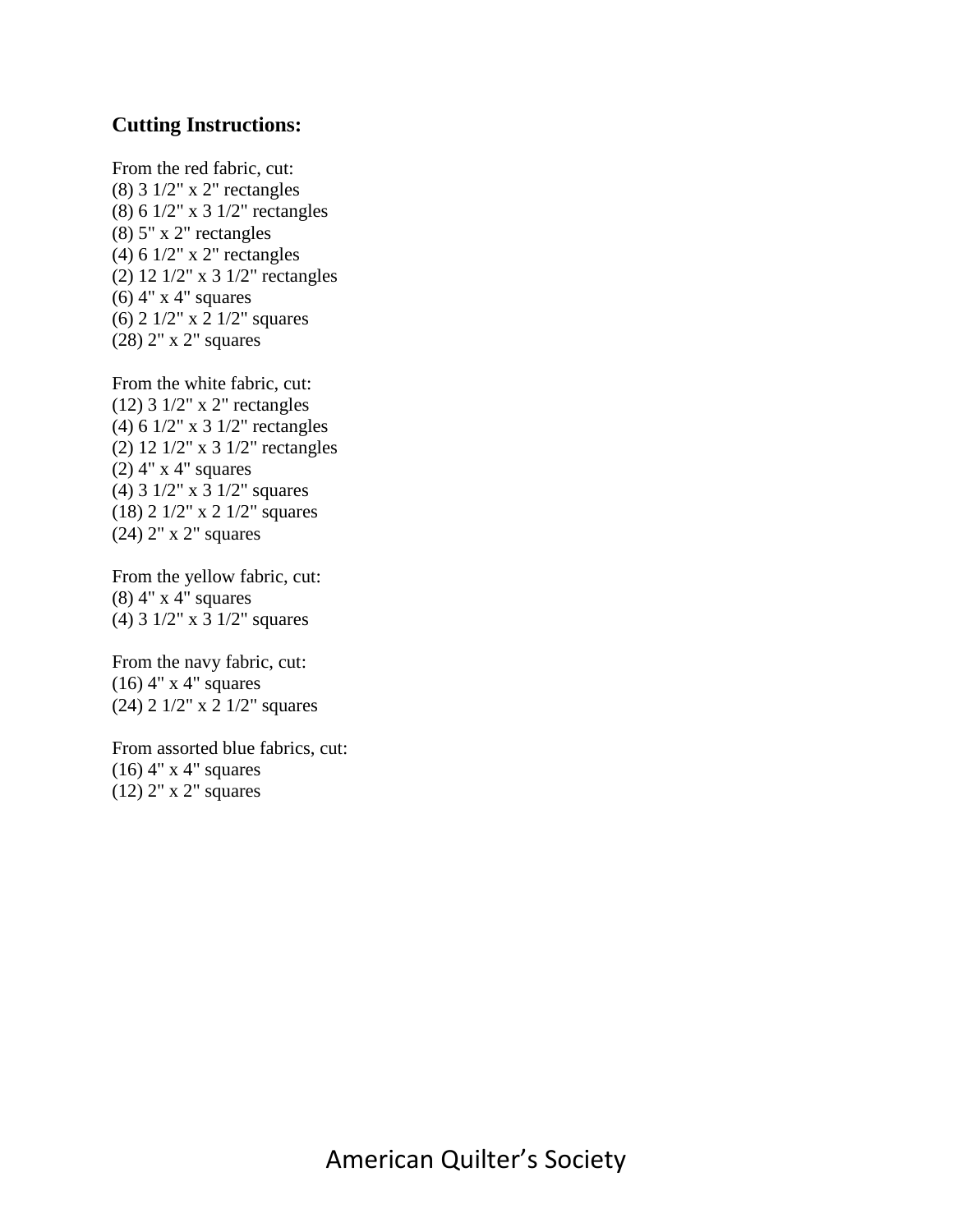## Cutting Instructions:

From the red fabric, cut:
(8) 3 1/2" x 2" rectangles
(8) 6 1/2" x 3 1/2" rectangles
(8) 5" x 2" rectangles
(4) 6 1/2" x 2" rectangles
(2) 12 1/2" x 3 1/2" rectangles
(6) 4" x 4" squares
(6) 2 1/2" x 2 1/2" squares
(28) 2" x 2" squares

From the white fabric, cut:
(12) 3 1/2" x 2" rectangles
(4) 6 1/2" x 3 1/2" rectangles
(2) 12 1/2" x 3 1/2" rectangles
(2) 4" x 4" squares
(4) 3 1/2" x 3 1/2" squares
(18) 2 1/2" x 2 1/2" squares
(24) 2" x 2" squares

From the yellow fabric, cut:
(8) 4" x 4" squares
(4) 3 1/2" x 3 1/2" squares

From the navy fabric, cut:
(16) 4" x 4" squares
(24) 2 1/2" x 2 1/2" squares

From assorted blue fabrics, cut:
(16) 4" x 4" squares
(12) 2" x 2" squares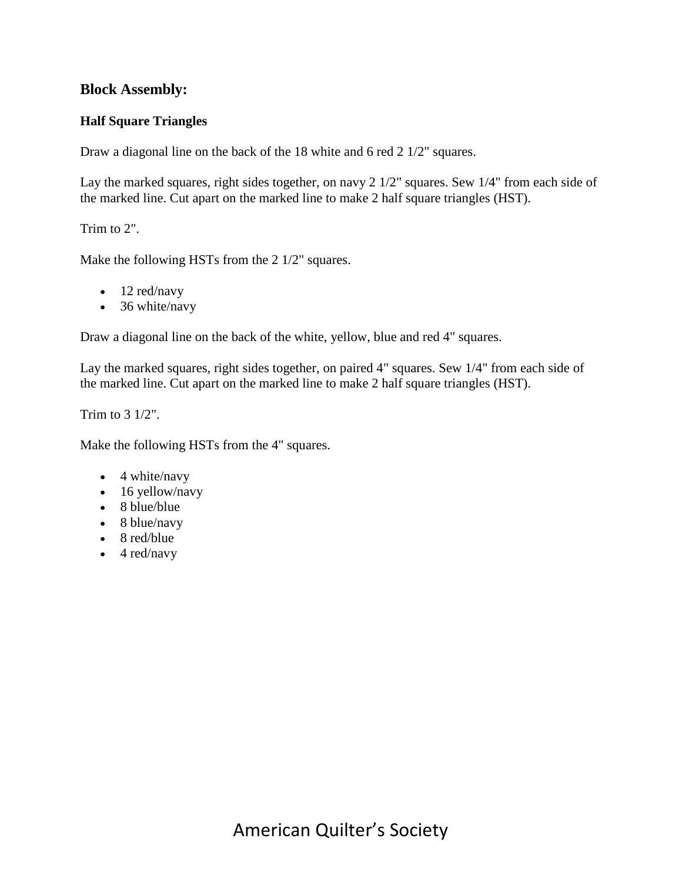## Block Assembly:

### Half Square Triangles

Draw a diagonal line on the back of the 18 white and 6 red 2 1/2" squares.

Lay the marked squares, right sides together, on navy 2 1/2" squares. Sew 1/4" from each side of the marked line. Cut apart on the marked line to make 2 half square triangles (HST).

Trim to 2".

Make the following HSTs from the 2 1/2" squares.

- 12 red/navy
- 36 white/navy

Draw a diagonal line on the back of the white, yellow, blue and red 4" squares.

Lay the marked squares, right sides together, on paired 4" squares. Sew 1/4" from each side of the marked line. Cut apart on the marked line to make 2 half square triangles (HST).

Trim to 3 1/2".

Make the following HSTs from the 4" squares.

- 4 white/navy
- 16 yellow/navy
- 8 blue/blue
- 8 blue/navy
- 8 red/blue
- 4 red/navy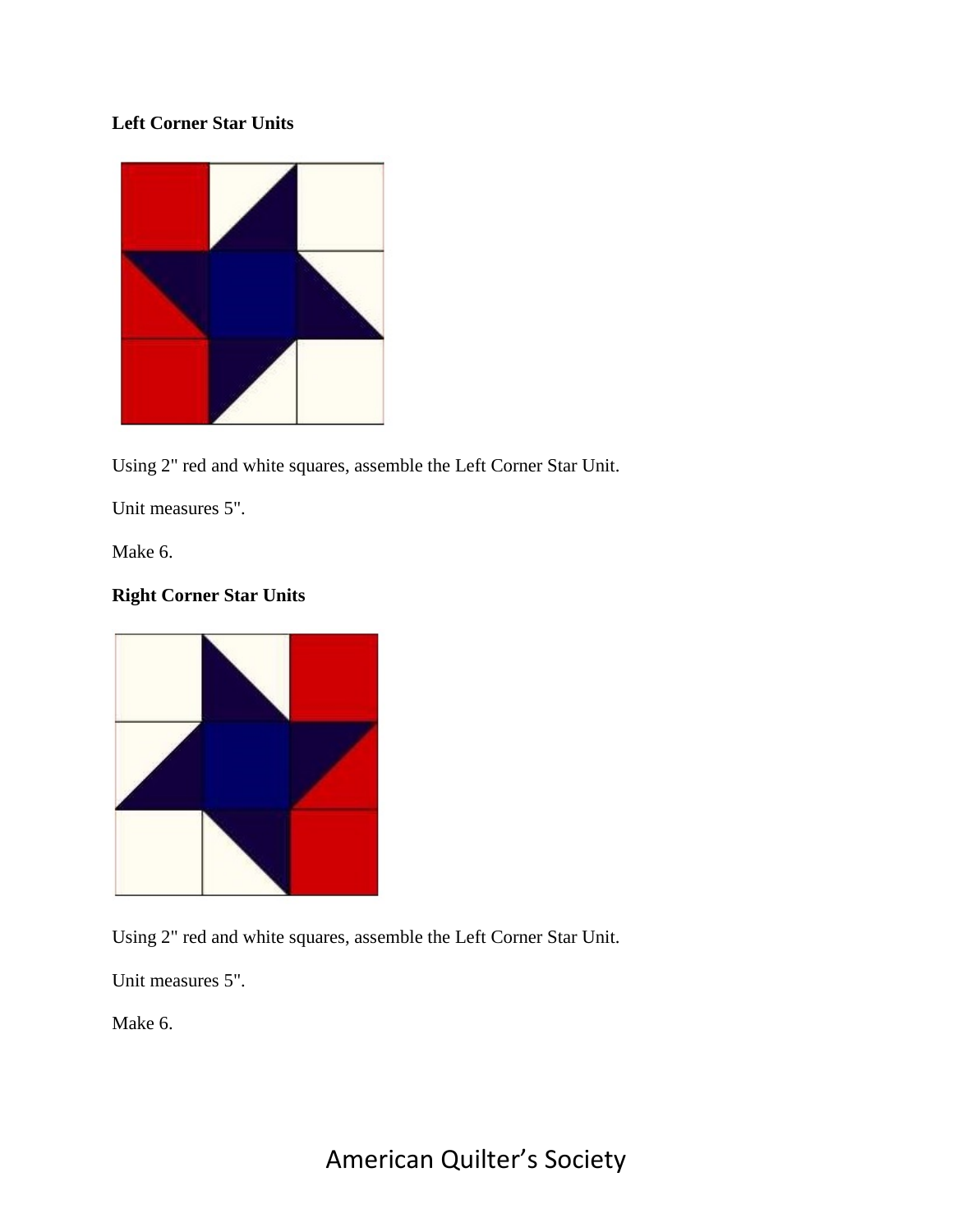**Left Corner Star Units**

Using 2" red and white squares, assemble the Left Corner Star Unit.

Unit measures 5".

Make 6.

**Right Corner Star Units**

Using 2" red and white squares, assemble the Left Corner Star Unit.

Unit measures 5".

Make 6.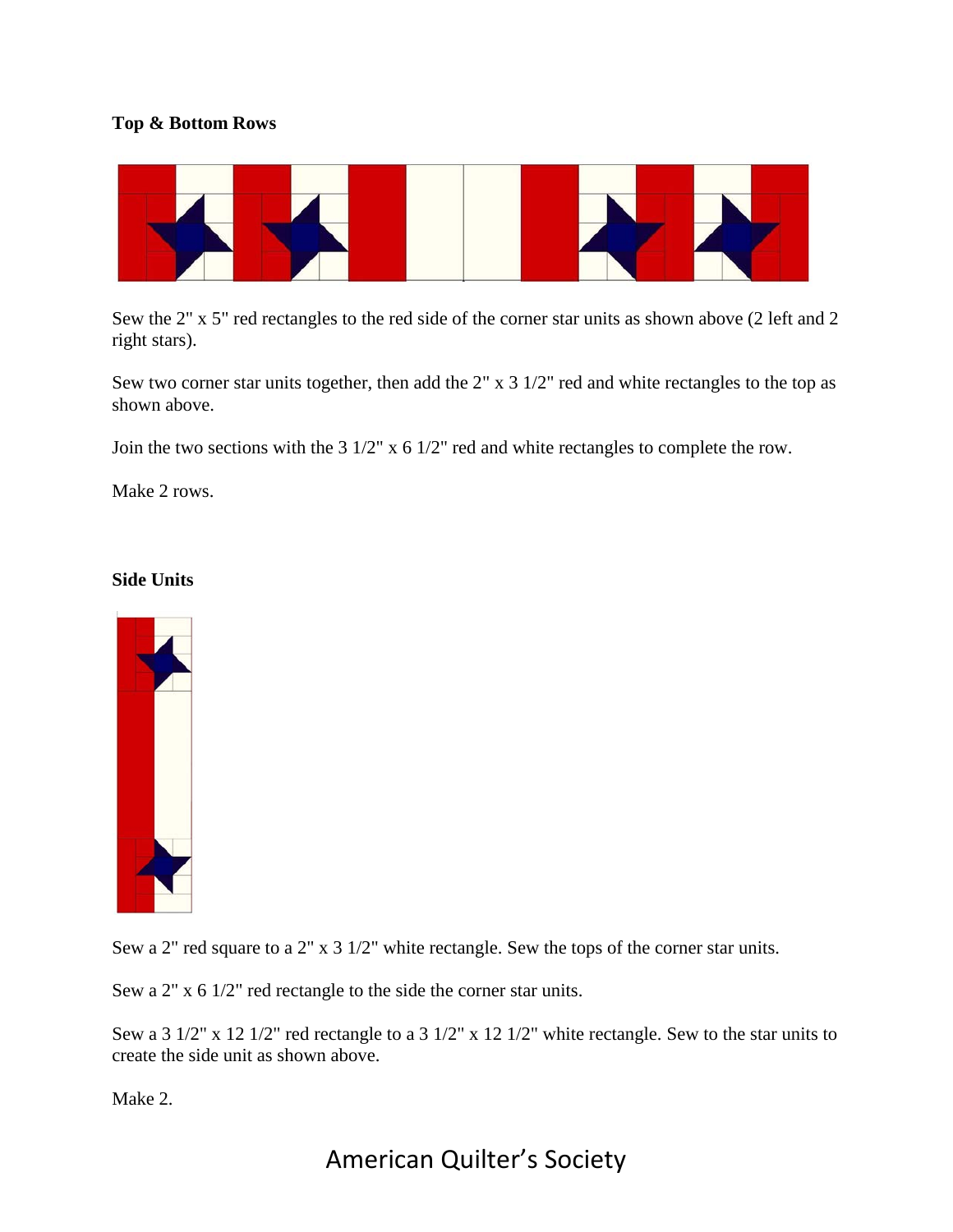**Top & Bottom Rows**

Sew the 2" x 5" red rectangles to the red side of the corner star units as shown above (2 left and 2 right stars).

Sew two corner star units together, then add the 2" x 3 1/2" red and white rectangles to the top as shown above.

Join the two sections with the 3 1/2" x 6 1/2" red and white rectangles to complete the row.

Make 2 rows.

**Side Units**

Sew a 2" red square to a 2" x 3 1/2" white rectangle. Sew the tops of the corner star units.

Sew a 2" x 6 1/2" red rectangle to the side the corner star units.

Sew a 3 1/2" x 12 1/2" red rectangle to a 3 1/2" x 12 1/2" white rectangle. Sew to the star units to create the side unit as shown above.

Make 2.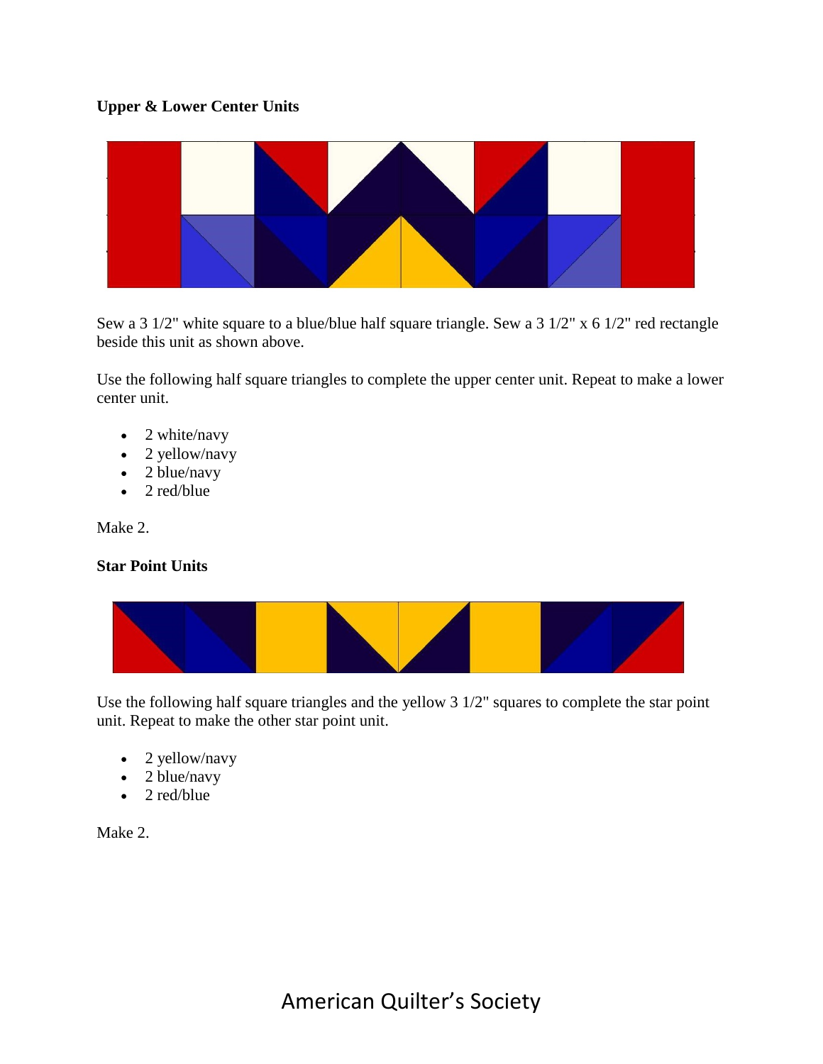**Upper & Lower Center Units**

Sew a 3 1/2" white square to a blue/blue half square triangle. Sew a 3 1/2" x 6 1/2" red rectangle beside this unit as shown above.

Use the following half square triangles to complete the upper center unit. Repeat to make a lower center unit.

- 2 white/navy
- 2 yellow/navy
- 2 blue/navy
- 2 red/blue

Make 2.

**Star Point Units**

Use the following half square triangles and the yellow 3 1/2" squares to complete the star point unit. Repeat to make the other star point unit.

- 2 yellow/navy
- 2 blue/navy
- 2 red/blue

Make 2.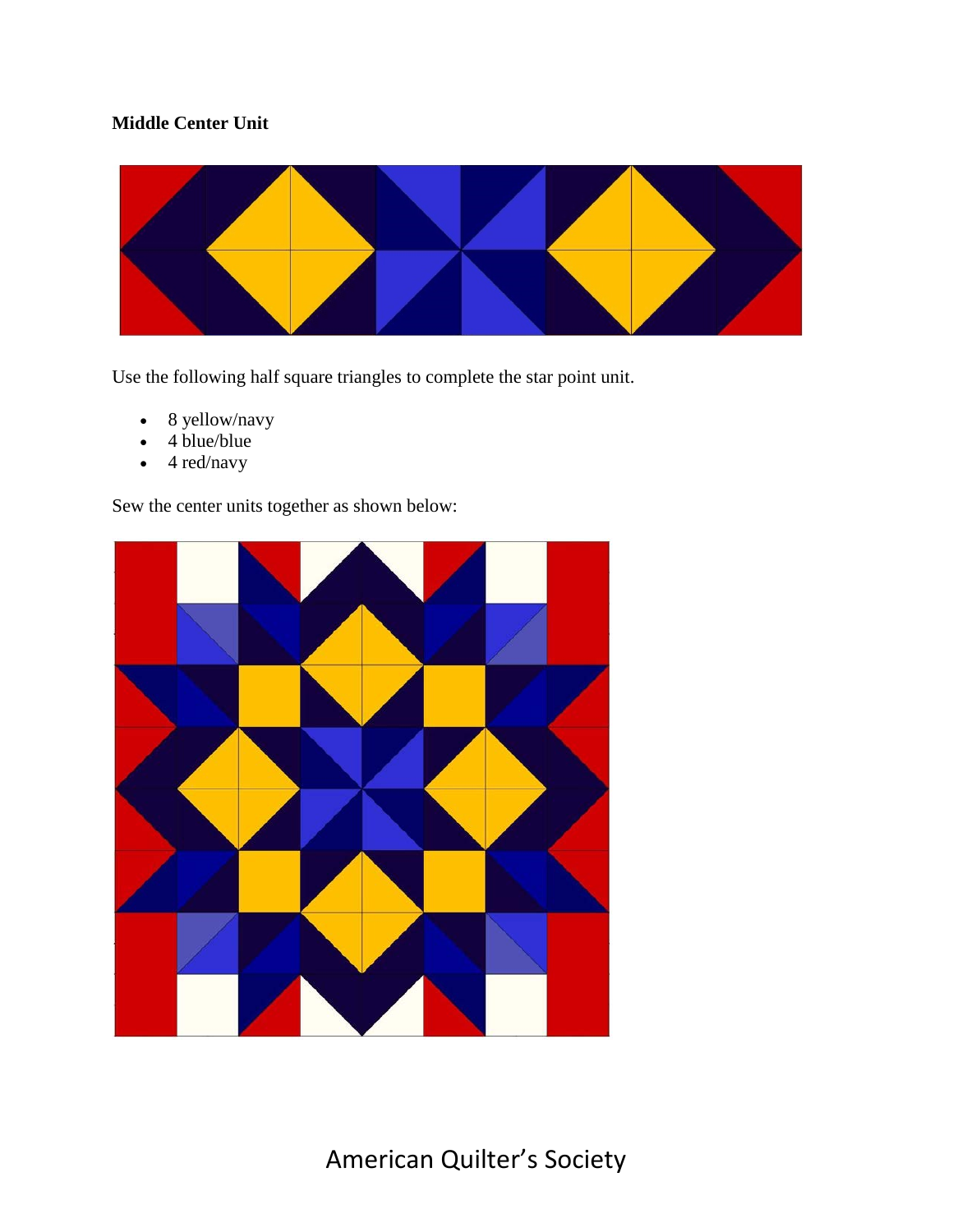**Middle Center Unit**

Use the following half square triangles to complete the star point unit.

- 8 yellow/navy
- 4 blue/blue
- 4 red/navy

Sew the center units together as shown below: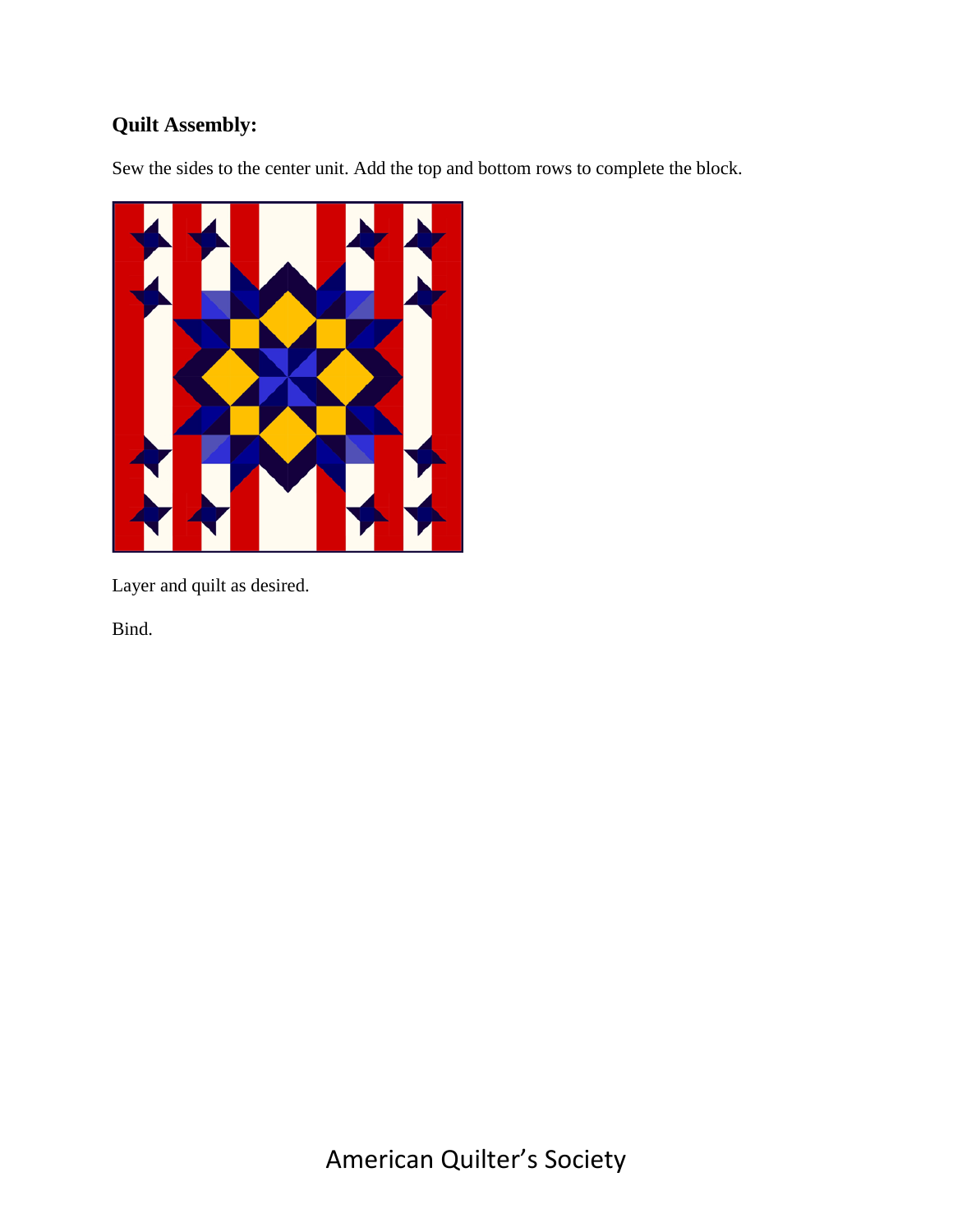**Quilt Assembly:**

Sew the sides to the center unit. Add the top and bottom rows to complete the block.

Layer and quilt as desired.

Bind.